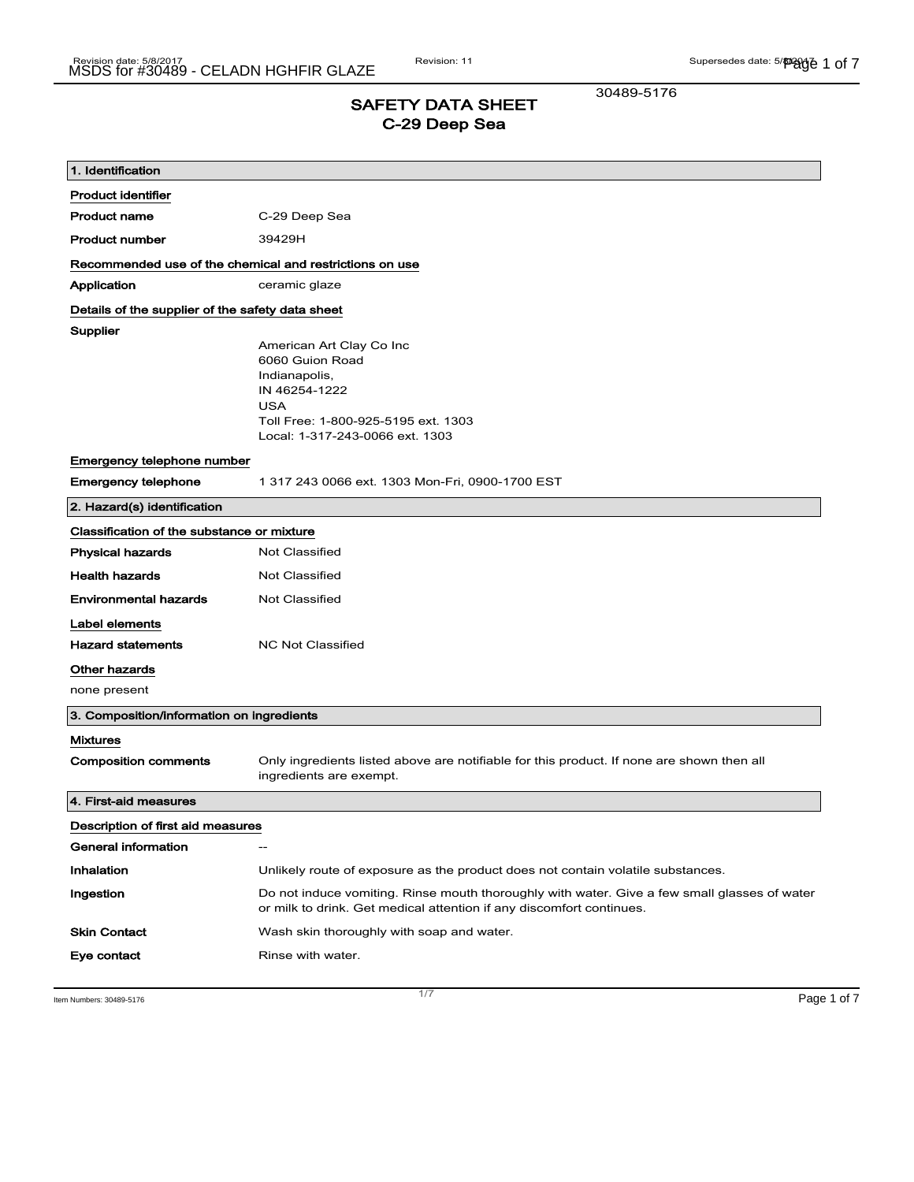30489-5176

# SAFETY DATA SHEET
## C-29 Deep Sea

### 1. Identification

**Product identifier**

| | |
|---|---|
| **Product name** | C-29 Deep Sea |
| **Product number** | 39429H |

**Recommended use of the chemical and restrictions on use**

| | |
|---|---|
| **Application** | ceramic glaze |

**Details of the supplier of the safety data sheet**

**Supplier**

American Art Clay Co Inc
6060 Guion Road
Indianapolis,
IN 46254-1222
USA
Toll Free: 1-800-925-5195 ext. 1303
Local: 1-317-243-0066 ext. 1303

**Emergency telephone number**

| | |
|---|---|
| **Emergency telephone** | 1 317 243 0066 ext. 1303 Mon-Fri, 0900-1700 EST |

### 2. Hazard(s) identification

**Classification of the substance or mixture**

| | |
|---|---|
| **Physical hazards** | Not Classified |
| **Health hazards** | Not Classified |
| **Environmental hazards** | Not Classified |

**Label elements**

| | |
|---|---|
| **Hazard statements** | NC Not Classified |

**Other hazards**

none present

### 3. Composition/information on ingredients

**Mixtures**

| | |
|---|---|
| **Composition comments** | Only ingredients listed above are notifiable for this product. If none are shown then all ingredients are exempt. |

### 4. First-aid measures

**Description of first aid measures**

| | |
|---|---|
| **General information** | -- |
| **Inhalation** | Unlikely route of exposure as the product does not contain volatile substances. |
| **Ingestion** | Do not induce vomiting. Rinse mouth thoroughly with water. Give a few small glasses of water or milk to drink. Get medical attention if any discomfort continues. |
| **Skin Contact** | Wash skin thoroughly with soap and water. |
| **Eye contact** | Rinse with water. |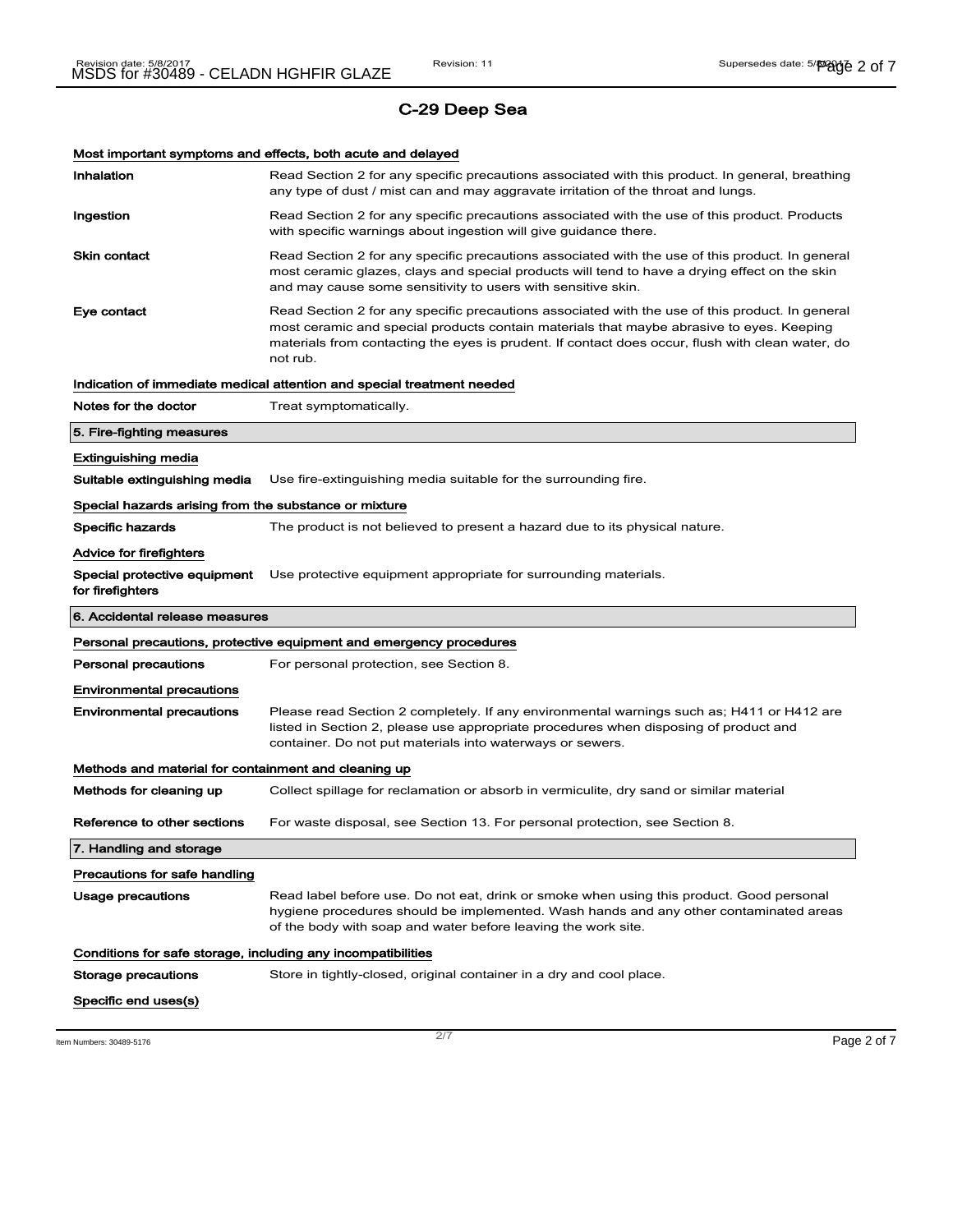# C-29 Deep Sea

**Most important symptoms and effects, both acute and delayed**

**Inhalation** Read Section 2 for any specific precautions associated with this product. In general, breathing any type of dust / mist can and may aggravate irritation of the throat and lungs.

**Ingestion** Read Section 2 for any specific precautions associated with the use of this product. Products with specific warnings about ingestion will give guidance there.

**Skin contact** Read Section 2 for any specific precautions associated with the use of this product. In general most ceramic glazes, clays and special products will tend to have a drying effect on the skin and may cause some sensitivity to users with sensitive skin.

**Eye contact** Read Section 2 for any specific precautions associated with the use of this product. In general most ceramic and special products contain materials that maybe abrasive to eyes. Keeping materials from contacting the eyes is prudent. If contact does occur, flush with clean water, do not rub.

**Indication of immediate medical attention and special treatment needed**

**Notes for the doctor** Treat symptomatically.

## 5. Fire-fighting measures

**Extinguishing media**

**Suitable extinguishing media** Use fire-extinguishing media suitable for the surrounding fire.

**Special hazards arising from the substance or mixture**

**Specific hazards** The product is not believed to present a hazard due to its physical nature.

**Advice for firefighters**

**Special protective equipment for firefighters** Use protective equipment appropriate for surrounding materials.

## 6. Accidental release measures

**Personal precautions, protective equipment and emergency procedures**

**Personal precautions** For personal protection, see Section 8.

**Environmental precautions**

**Environmental precautions** Please read Section 2 completely. If any environmental warnings such as; H411 or H412 are listed in Section 2, please use appropriate procedures when disposing of product and container. Do not put materials into waterways or sewers.

**Methods and material for containment and cleaning up**

**Methods for cleaning up** Collect spillage for reclamation or absorb in vermiculite, dry sand or similar material

**Reference to other sections** For waste disposal, see Section 13. For personal protection, see Section 8.

## 7. Handling and storage

**Precautions for safe handling**

**Usage precautions** Read label before use. Do not eat, drink or smoke when using this product. Good personal hygiene procedures should be implemented. Wash hands and any other contaminated areas of the body with soap and water before leaving the work site.

**Conditions for safe storage, including any incompatibilities**

**Storage precautions** Store in tightly-closed, original container in a dry and cool place.

**Specific end uses(s)**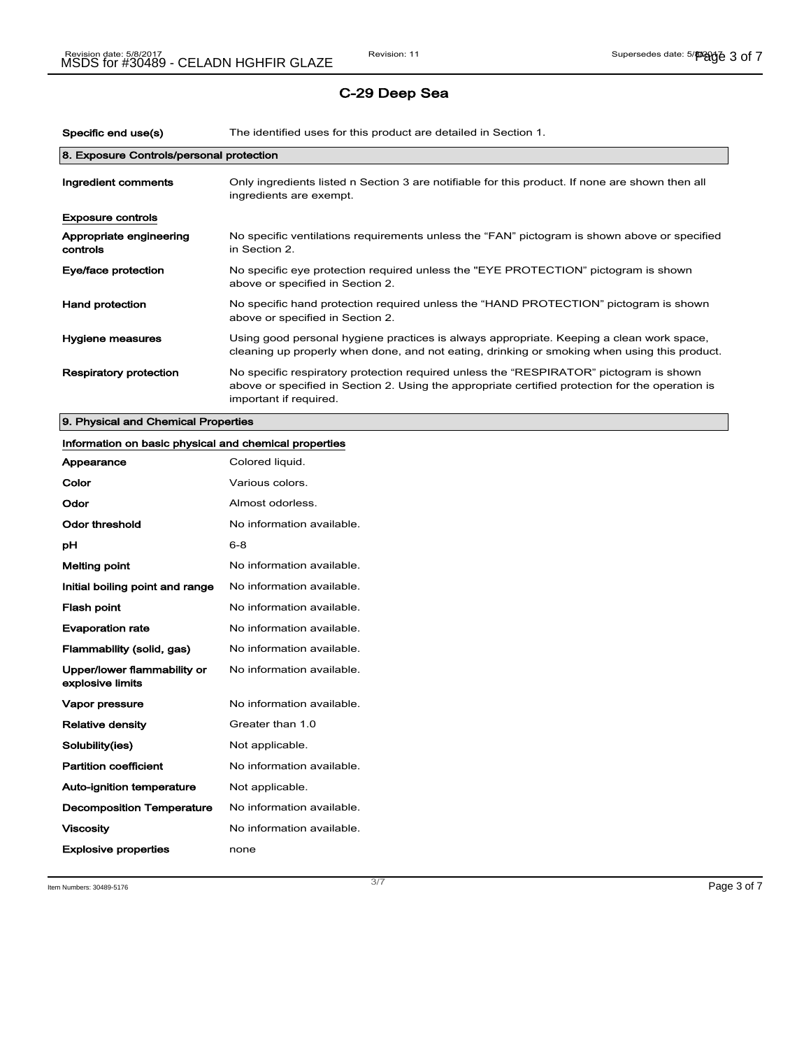## C-29 Deep Sea

| | |
|---|---|
| **Specific end use(s)** | The identified uses for this product are detailed in Section 1. |

### 8. Exposure Controls/personal protection

| | |
|---|---|
| **Ingredient comments** | Only ingredients listed n Section 3 are notifiable for this product. If none are shown then all ingredients are exempt. |

**Exposure controls**

| | |
|---|---|
| **Appropriate engineering controls** | No specific ventilations requirements unless the “FAN” pictogram is shown above or specified in Section 2. |
| **Eye/face protection** | No specific eye protection required unless the "EYE PROTECTION” pictogram is shown above or specified in Section 2. |
| **Hand protection** | No specific hand protection required unless the “HAND PROTECTION” pictogram is shown above or specified in Section 2. |
| **Hygiene measures** | Using good personal hygiene practices is always appropriate. Keeping a clean work space, cleaning up properly when done, and not eating, drinking or smoking when using this product. |
| **Respiratory protection** | No specific respiratory protection required unless the “RESPIRATOR” pictogram is shown above or specified in Section 2. Using the appropriate certified protection for the operation is important if required. |

### 9. Physical and Chemical Properties

**Information on basic physical and chemical properties**

| | |
|---|---|
| **Appearance** | Colored liquid. |
| **Color** | Various colors. |
| **Odor** | Almost odorless. |
| **Odor threshold** | No information available. |
| **pH** | 6-8 |
| **Melting point** | No information available. |
| **Initial boiling point and range** | No information available. |
| **Flash point** | No information available. |
| **Evaporation rate** | No information available. |
| **Flammability (solid, gas)** | No information available. |
| **Upper/lower flammability or explosive limits** | No information available. |
| **Vapor pressure** | No information available. |
| **Relative density** | Greater than 1.0 |
| **Solubility(ies)** | Not applicable. |
| **Partition coefficient** | No information available. |
| **Auto-ignition temperature** | Not applicable. |
| **Decomposition Temperature** | No information available. |
| **Viscosity** | No information available. |
| **Explosive properties** | none |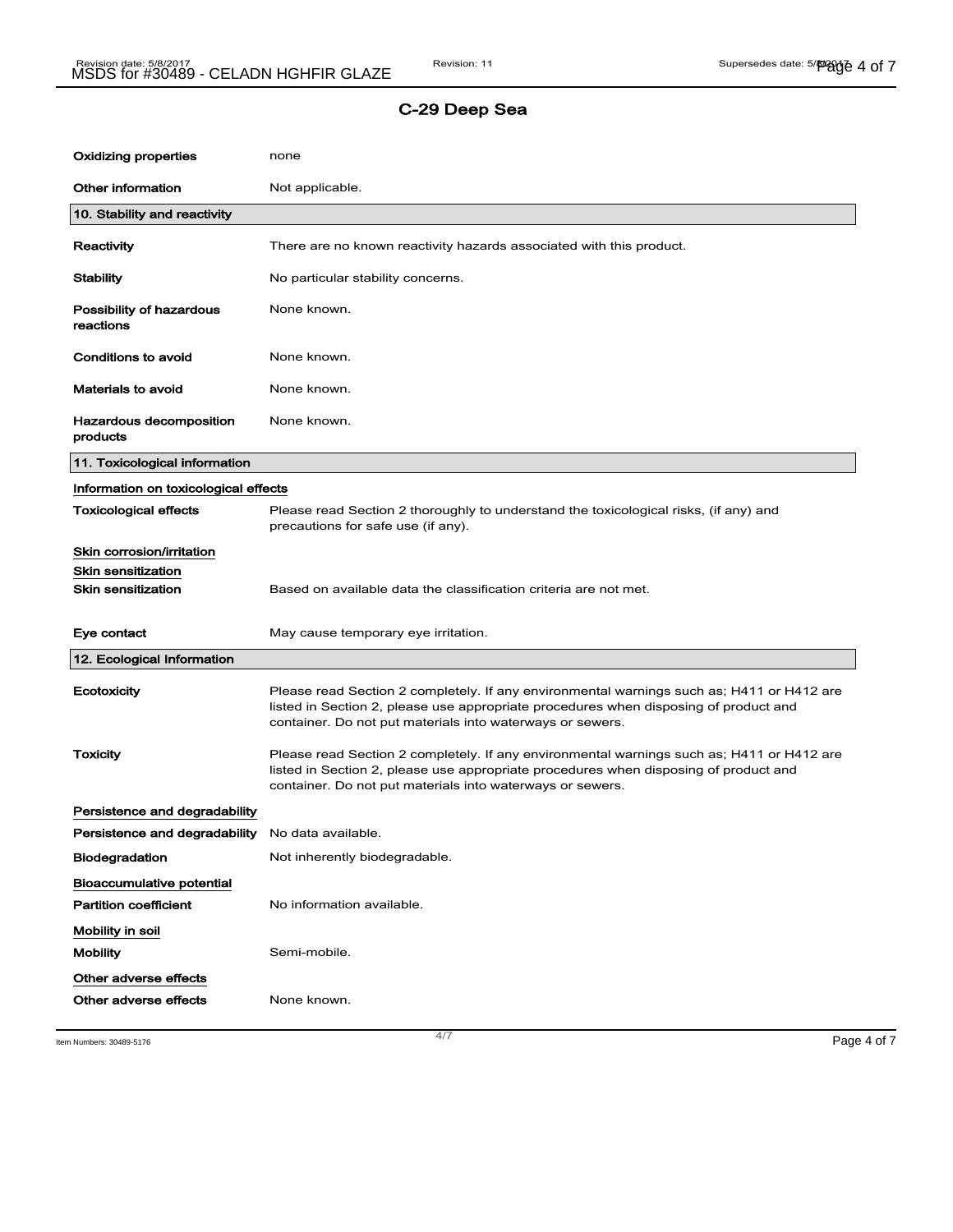## C-29 Deep Sea

| | |
|---|---|
| **Oxidizing properties** | none |
| **Other information** | Not applicable. |

### 10. Stability and reactivity

| | |
|---|---|
| **Reactivity** | There are no known reactivity hazards associated with this product. |
| **Stability** | No particular stability concerns. |
| **Possibility of hazardous reactions** | None known. |
| **Conditions to avoid** | None known. |
| **Materials to avoid** | None known. |
| **Hazardous decomposition products** | None known. |

### 11. Toxicological information

**Information on toxicological effects**

| | |
|---|---|
| **Toxicological effects** | Please read Section 2 thoroughly to understand the toxicological risks, (if any) and precautions for safe use (if any). |

**Skin corrosion/irritation**

**Skin sensitization**

| | |
|---|---|
| **Skin sensitization** | Based on available data the classification criteria are not met. |
| **Eye contact** | May cause temporary eye irritation. |

### 12. Ecological Information

| | |
|---|---|
| **Ecotoxicity** | Please read Section 2 completely. If any environmental warnings such as; H411 or H412 are listed in Section 2, please use appropriate procedures when disposing of product and container. Do not put materials into waterways or sewers. |
| **Toxicity** | Please read Section 2 completely. If any environmental warnings such as; H411 or H412 are listed in Section 2, please use appropriate procedures when disposing of product and container. Do not put materials into waterways or sewers. |

**Persistence and degradability**

| | |
|---|---|
| **Persistence and degradability** | No data available. |
| **Biodegradation** | Not inherently biodegradable. |

**Bioaccumulative potential**

| | |
|---|---|
| **Partition coefficient** | No information available. |

**Mobility in soil**

| | |
|---|---|
| **Mobility** | Semi-mobile. |

**Other adverse effects**

| | |
|---|---|
| **Other adverse effects** | None known. |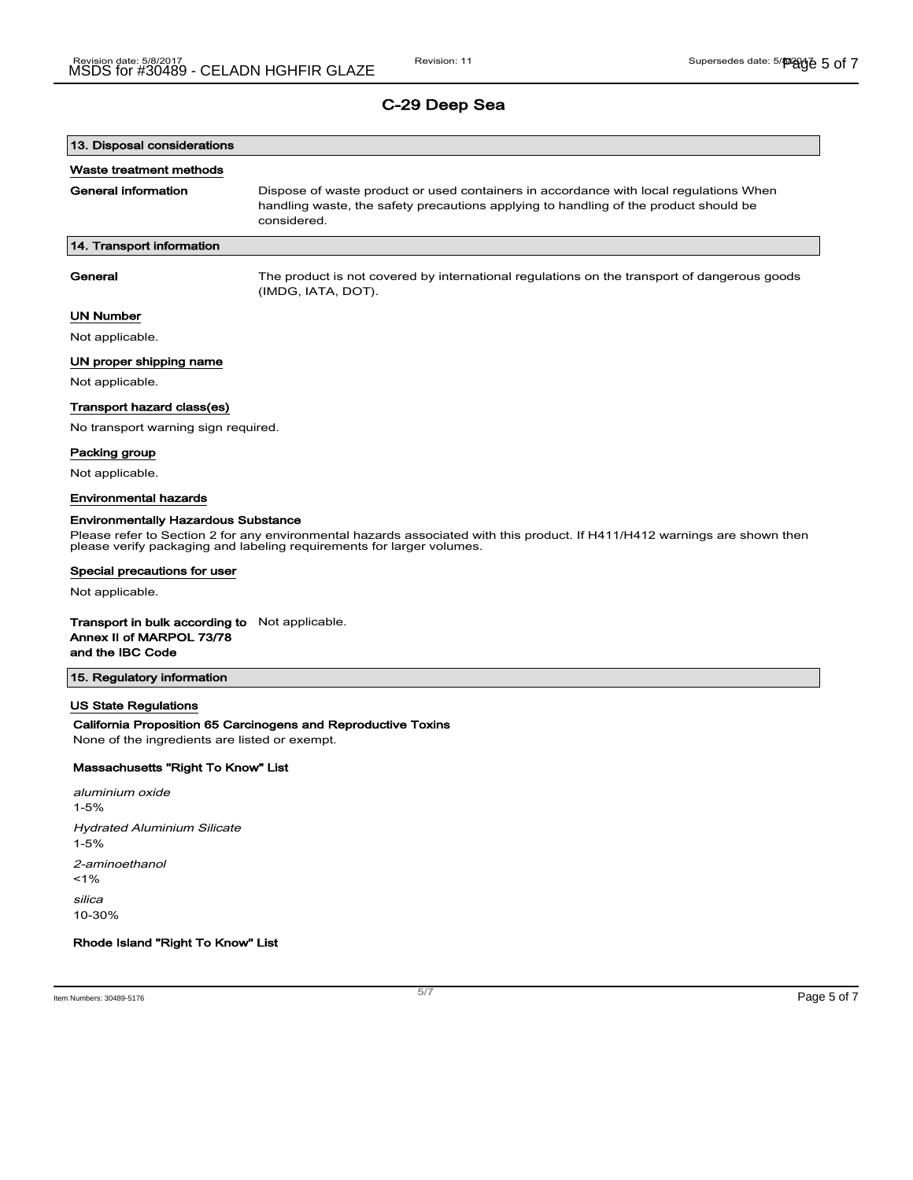## C-29 Deep Sea

### 13. Disposal considerations

#### Waste treatment methods

**General information** Dispose of waste product or used containers in accordance with local regulations When handling waste, the safety precautions applying to handling of the product should be considered.

### 14. Transport information

**General** The product is not covered by international regulations on the transport of dangerous goods (IMDG, IATA, DOT).

#### UN Number

Not applicable.

#### UN proper shipping name

Not applicable.

#### Transport hazard class(es)

No transport warning sign required.

#### Packing group

Not applicable.

#### Environmental hazards

**Environmentally Hazardous Substance**

Please refer to Section 2 for any environmental hazards associated with this product. If H411/H412 warnings are shown then please verify packaging and labeling requirements for larger volumes.

#### Special precautions for user

Not applicable.

**Transport in bulk according to Annex II of MARPOL 73/78 and the IBC Code** Not applicable.

### 15. Regulatory information

#### US State Regulations

**California Proposition 65 Carcinogens and Reproductive Toxins**

None of the ingredients are listed or exempt.

**Massachusetts "Right To Know" List**

*aluminium oxide*
1-5%

*Hydrated Aluminium Silicate*
1-5%

*2-aminoethanol*
<1%

*silica*
10-30%

**Rhode Island "Right To Know" List**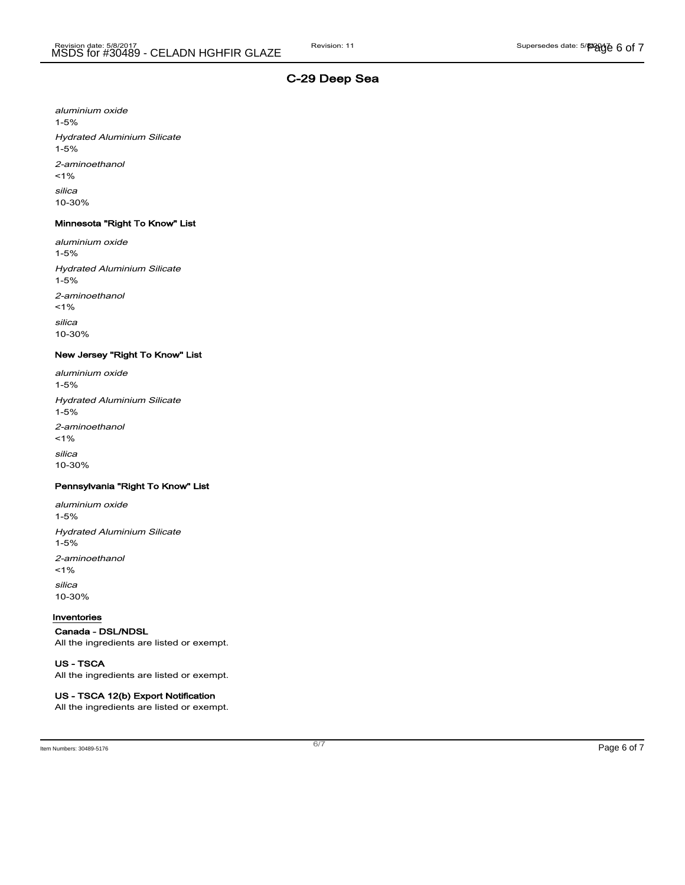## C-29 Deep Sea

*aluminium oxide*
1-5%

*Hydrated Aluminium Silicate*
1-5%

*2-aminoethanol*
<1%

*silica*
10-30%

#### Minnesota "Right To Know" List

*aluminium oxide*
1-5%

*Hydrated Aluminium Silicate*
1-5%

*2-aminoethanol*
<1%

*silica*
10-30%

#### New Jersey "Right To Know" List

*aluminium oxide*
1-5%

*Hydrated Aluminium Silicate*
1-5%

*2-aminoethanol*
<1%

*silica*
10-30%

#### Pennsylvania "Right To Know" List

*aluminium oxide*
1-5%

*Hydrated Aluminium Silicate*
1-5%

*2-aminoethanol*
<1%

*silica*
10-30%

### Inventories

#### Canada - DSL/NDSL
All the ingredients are listed or exempt.

#### US - TSCA
All the ingredients are listed or exempt.

#### US - TSCA 12(b) Export Notification
All the ingredients are listed or exempt.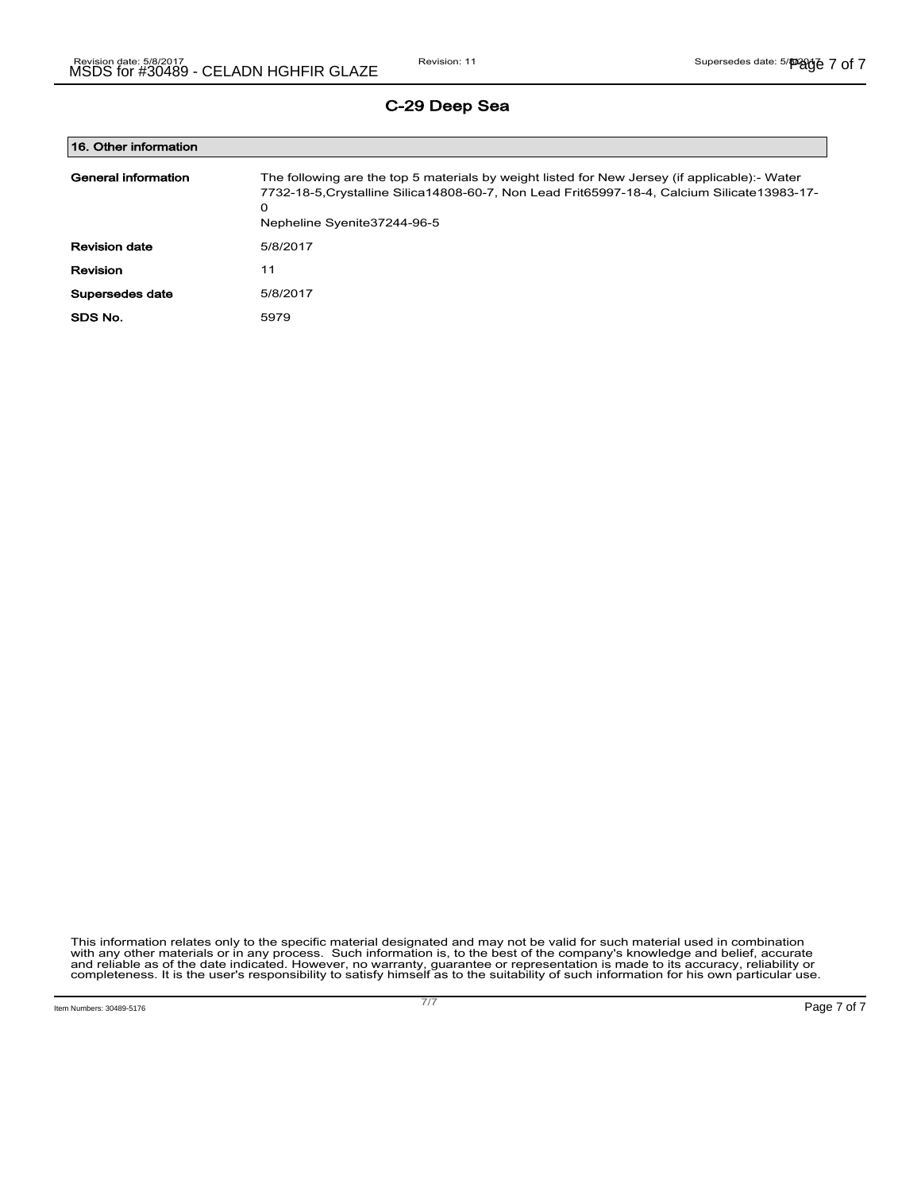## C-29 Deep Sea

### 16. Other information

| | |
|---|---|
| **General information** | The following are the top 5 materials by weight listed for New Jersey (if applicable):- Water 7732-18-5,Crystalline Silica14808-60-7, Non Lead Frit65997-18-4, Calcium Silicate13983-17-0<br>Nepheline Syenite37244-96-5 |
| **Revision date** | 5/8/2017 |
| **Revision** | 11 |
| **Supersedes date** | 5/8/2017 |
| **SDS No.** | 5979 |

This information relates only to the specific material designated and may not be valid for such material used in combination with any other materials or in any process. Such information is, to the best of the company's knowledge and belief, accurate and reliable as of the date indicated. However, no warranty, guarantee or representation is made to its accuracy, reliability or completeness. It is the user's responsibility to satisfy himself as to the suitability of such information for his own particular use.

Item Numbers: 30489-5176